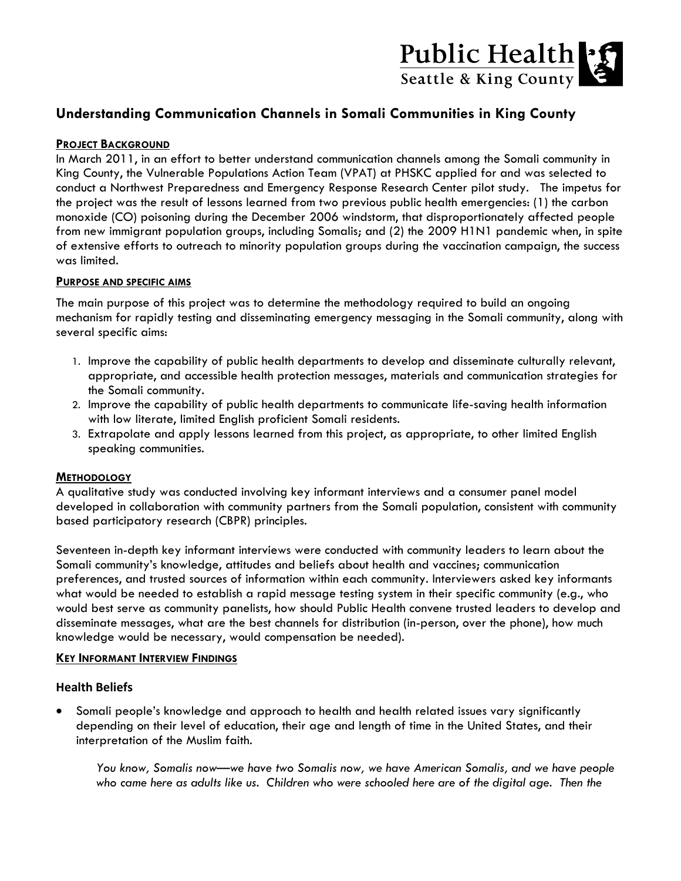Public Health
Seattle & King County

# Understanding Communication Channels in Somali Communities in King County

## PROJECT BACKGROUND

In March 2011, in an effort to better understand communication channels among the Somali community in King County, the Vulnerable Populations Action Team (VPAT) at PHSKC applied for and was selected to conduct a Northwest Preparedness and Emergency Response Research Center pilot study. The impetus for the project was the result of lessons learned from two previous public health emergencies: (1) the carbon monoxide (CO) poisoning during the December 2006 windstorm, that disproportionately affected people from new immigrant population groups, including Somalis; and (2) the 2009 H1N1 pandemic when, in spite of extensive efforts to outreach to minority population groups during the vaccination campaign, the success was limited.

## PURPOSE AND SPECIFIC AIMS

The main purpose of this project was to determine the methodology required to build an ongoing mechanism for rapidly testing and disseminating emergency messaging in the Somali community, along with several specific aims:

1. Improve the capability of public health departments to develop and disseminate culturally relevant, appropriate, and accessible health protection messages, materials and communication strategies for the Somali community.
2. Improve the capability of public health departments to communicate life-saving health information with low literate, limited English proficient Somali residents.
3. Extrapolate and apply lessons learned from this project, as appropriate, to other limited English speaking communities.

## METHODOLOGY

A qualitative study was conducted involving key informant interviews and a consumer panel model developed in collaboration with community partners from the Somali population, consistent with community based participatory research (CBPR) principles.

Seventeen in-depth key informant interviews were conducted with community leaders to learn about the Somali community's knowledge, attitudes and beliefs about health and vaccines; communication preferences, and trusted sources of information within each community. Interviewers asked key informants what would be needed to establish a rapid message testing system in their specific community (e.g., who would best serve as community panelists, how should Public Health convene trusted leaders to develop and disseminate messages, what are the best channels for distribution (in-person, over the phone), how much knowledge would be necessary, would compensation be needed).

## KEY INFORMANT INTERVIEW FINDINGS

### Health Beliefs

- Somali people's knowledge and approach to health and health related issues vary significantly depending on their level of education, their age and length of time in the United States, and their interpretation of the Muslim faith.

  *You know, Somalis now—we have two Somalis now, we have American Somalis, and we have people who came here as adults like us. Children who were schooled here are of the digital age. Then the*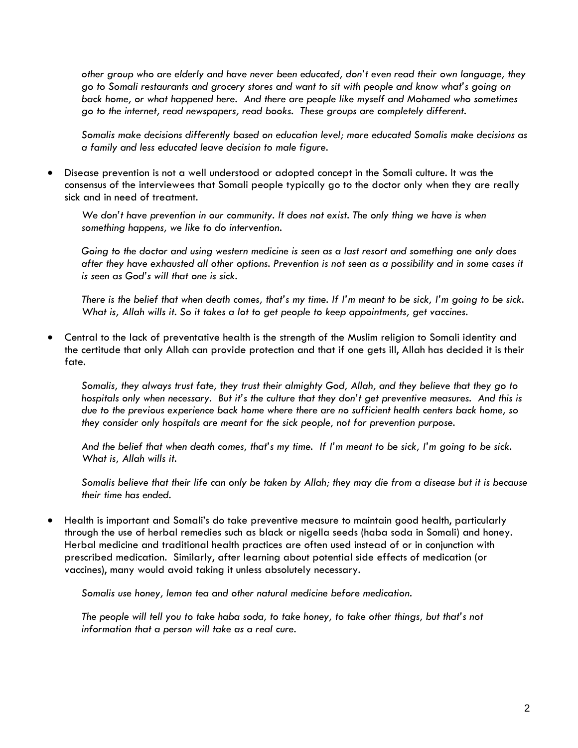*other group who are elderly and have never been educated, don't even read their own language, they go to Somali restaurants and grocery stores and want to sit with people and know what's going on back home, or what happened here. And there are people like myself and Mohamed who sometimes go to the internet, read newspapers, read books. These groups are completely different.*

*Somalis make decisions differently based on education level; more educated Somalis make decisions as a family and less educated leave decision to male figure.*

- Disease prevention is not a well understood or adopted concept in the Somali culture. It was the consensus of the interviewees that Somali people typically go to the doctor only when they are really sick and in need of treatment.

  *We don't have prevention in our community. It does not exist. The only thing we have is when something happens, we like to do intervention.*

  *Going to the doctor and using western medicine is seen as a last resort and something one only does after they have exhausted all other options. Prevention is not seen as a possibility and in some cases it is seen as God's will that one is sick.*

  *There is the belief that when death comes, that's my time. If I'm meant to be sick, I'm going to be sick. What is, Allah wills it. So it takes a lot to get people to keep appointments, get vaccines.*

- Central to the lack of preventative health is the strength of the Muslim religion to Somali identity and the certitude that only Allah can provide protection and that if one gets ill, Allah has decided it is their fate.

  *Somalis, they always trust fate, they trust their almighty God, Allah, and they believe that they go to hospitals only when necessary. But it's the culture that they don't get preventive measures. And this is due to the previous experience back home where there are no sufficient health centers back home, so they consider only hospitals are meant for the sick people, not for prevention purpose.*

  *And the belief that when death comes, that's my time. If I'm meant to be sick, I'm going to be sick. What is, Allah wills it.*

  *Somalis believe that their life can only be taken by Allah; they may die from a disease but it is because their time has ended.*

- Health is important and Somali's do take preventive measure to maintain good health, particularly through the use of herbal remedies such as black or nigella seeds (haba soda in Somali) and honey. Herbal medicine and traditional health practices are often used instead of or in conjunction with prescribed medication. Similarly, after learning about potential side effects of medication (or vaccines), many would avoid taking it unless absolutely necessary.

  *Somalis use honey, lemon tea and other natural medicine before medication.*

  *The people will tell you to take haba soda, to take honey, to take other things, but that's not information that a person will take as a real cure.*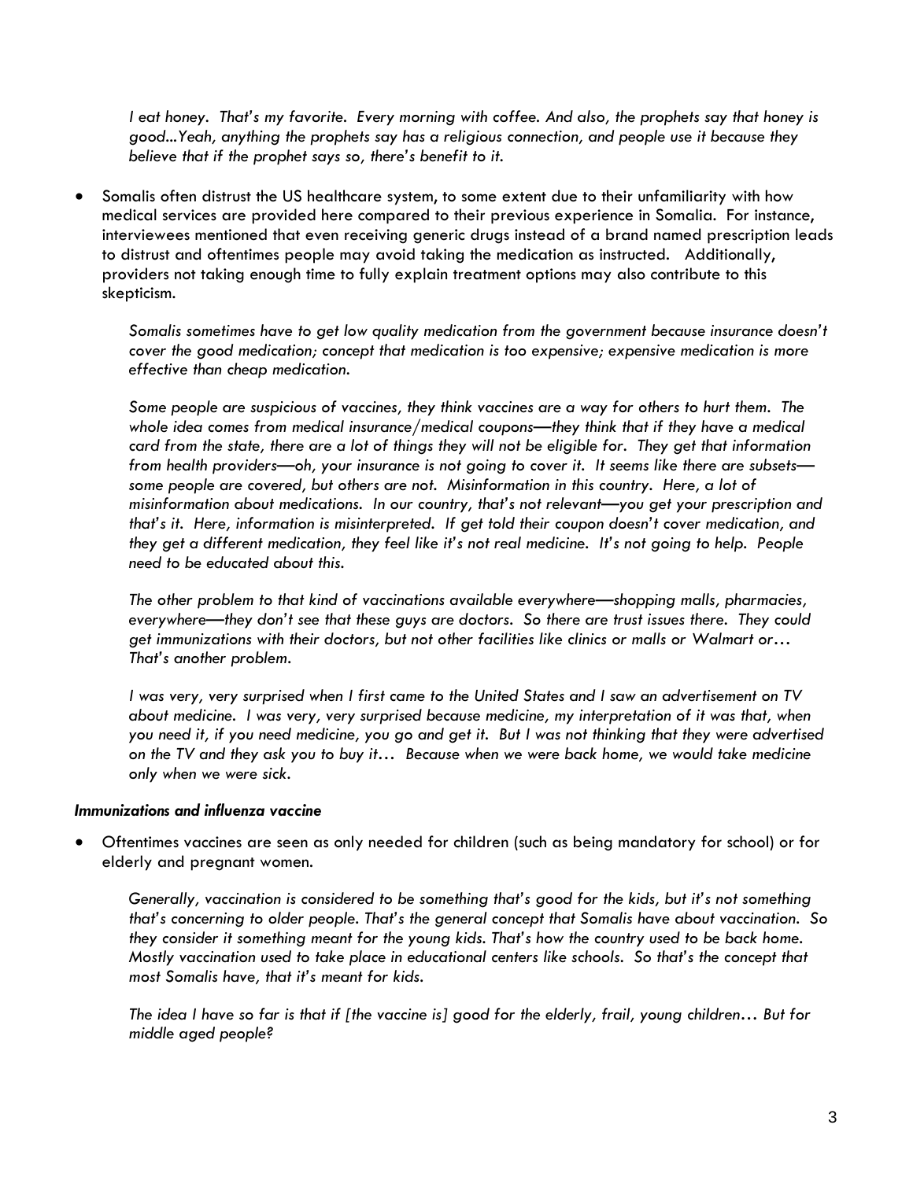*I eat honey. That's my favorite. Every morning with coffee. And also, the prophets say that honey is good...Yeah, anything the prophets say has a religious connection, and people use it because they believe that if the prophet says so, there's benefit to it.*

- Somalis often distrust the US healthcare system, to some extent due to their unfamiliarity with how medical services are provided here compared to their previous experience in Somalia. For instance, interviewees mentioned that even receiving generic drugs instead of a brand named prescription leads to distrust and oftentimes people may avoid taking the medication as instructed. Additionally, providers not taking enough time to fully explain treatment options may also contribute to this skepticism.

  *Somalis sometimes have to get low quality medication from the government because insurance doesn't cover the good medication; concept that medication is too expensive; expensive medication is more effective than cheap medication.*

  *Some people are suspicious of vaccines, they think vaccines are a way for others to hurt them. The whole idea comes from medical insurance/medical coupons—they think that if they have a medical card from the state, there are a lot of things they will not be eligible for. They get that information from health providers—oh, your insurance is not going to cover it. It seems like there are subsets—some people are covered, but others are not. Misinformation in this country. Here, a lot of misinformation about medications. In our country, that's not relevant—you get your prescription and that's it. Here, information is misinterpreted. If get told their coupon doesn't cover medication, and they get a different medication, they feel like it's not real medicine. It's not going to help. People need to be educated about this.*

  *The other problem to that kind of vaccinations available everywhere—shopping malls, pharmacies, everywhere—they don't see that these guys are doctors. So there are trust issues there. They could get immunizations with their doctors, but not other facilities like clinics or malls or Walmart or… That's another problem.*

  *I was very, very surprised when I first came to the United States and I saw an advertisement on TV about medicine. I was very, very surprised because medicine, my interpretation of it was that, when you need it, if you need medicine, you go and get it. But I was not thinking that they were advertised on the TV and they ask you to buy it… Because when we were back home, we would take medicine only when we were sick.*

***Immunizations and influenza vaccine***

- Oftentimes vaccines are seen as only needed for children (such as being mandatory for school) or for elderly and pregnant women.

  *Generally, vaccination is considered to be something that's good for the kids, but it's not something that's concerning to older people. That's the general concept that Somalis have about vaccination. So they consider it something meant for the young kids. That's how the country used to be back home. Mostly vaccination used to take place in educational centers like schools. So that's the concept that most Somalis have, that it's meant for kids.*

  *The idea I have so far is that if [the vaccine is] good for the elderly, frail, young children… But for middle aged people?*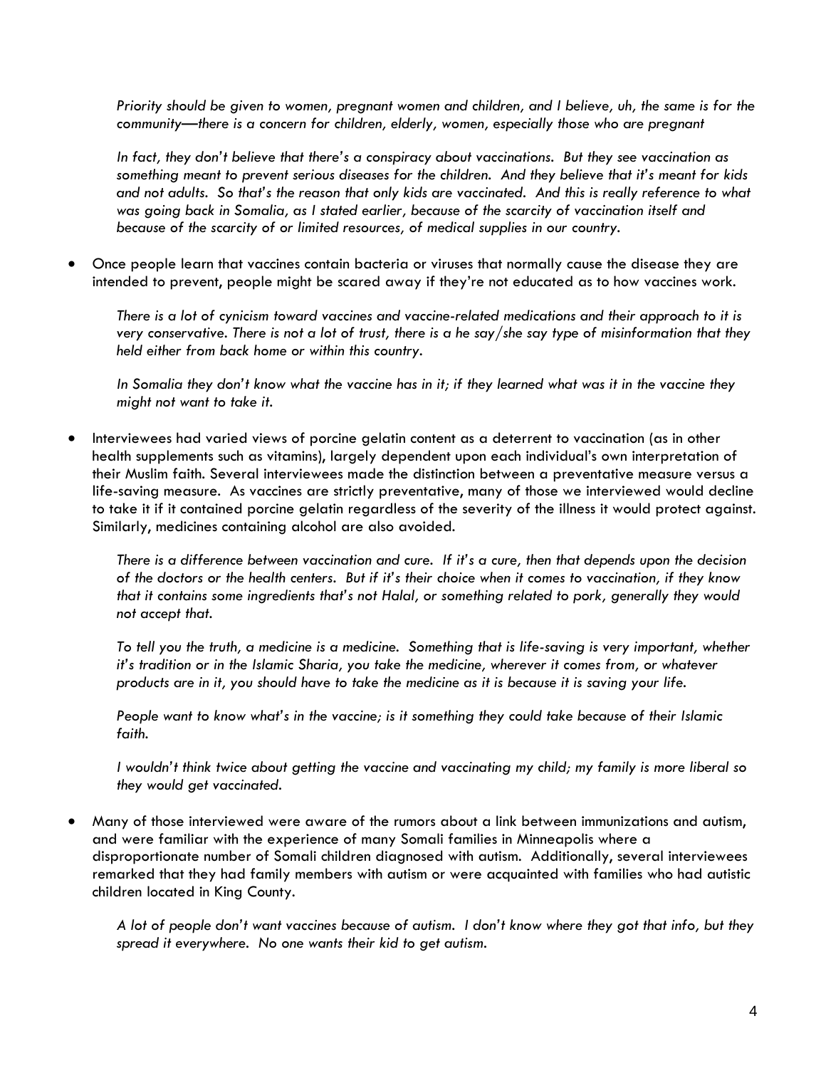*Priority should be given to women, pregnant women and children, and I believe, uh, the same is for the community—there is a concern for children, elderly, women, especially those who are pregnant*

*In fact, they don't believe that there's a conspiracy about vaccinations. But they see vaccination as something meant to prevent serious diseases for the children. And they believe that it's meant for kids and not adults. So that's the reason that only kids are vaccinated. And this is really reference to what was going back in Somalia, as I stated earlier, because of the scarcity of vaccination itself and because of the scarcity of or limited resources, of medical supplies in our country.*

- Once people learn that vaccines contain bacteria or viruses that normally cause the disease they are intended to prevent, people might be scared away if they're not educated as to how vaccines work.

*There is a lot of cynicism toward vaccines and vaccine-related medications and their approach to it is very conservative. There is not a lot of trust, there is a he say/she say type of misinformation that they held either from back home or within this country.*

*In Somalia they don't know what the vaccine has in it; if they learned what was it in the vaccine they might not want to take it.*

- Interviewees had varied views of porcine gelatin content as a deterrent to vaccination (as in other health supplements such as vitamins), largely dependent upon each individual's own interpretation of their Muslim faith. Several interviewees made the distinction between a preventative measure versus a life-saving measure. As vaccines are strictly preventative, many of those we interviewed would decline to take it if it contained porcine gelatin regardless of the severity of the illness it would protect against. Similarly, medicines containing alcohol are also avoided.

*There is a difference between vaccination and cure. If it's a cure, then that depends upon the decision of the doctors or the health centers. But if it's their choice when it comes to vaccination, if they know that it contains some ingredients that's not Halal, or something related to pork, generally they would not accept that.*

*To tell you the truth, a medicine is a medicine. Something that is life-saving is very important, whether it's tradition or in the Islamic Sharia, you take the medicine, wherever it comes from, or whatever products are in it, you should have to take the medicine as it is because it is saving your life.*

*People want to know what's in the vaccine; is it something they could take because of their Islamic faith.*

*I wouldn't think twice about getting the vaccine and vaccinating my child; my family is more liberal so they would get vaccinated.*

- Many of those interviewed were aware of the rumors about a link between immunizations and autism, and were familiar with the experience of many Somali families in Minneapolis where a disproportionate number of Somali children diagnosed with autism. Additionally, several interviewees remarked that they had family members with autism or were acquainted with families who had autistic children located in King County.

*A lot of people don't want vaccines because of autism. I don't know where they got that info, but they spread it everywhere. No one wants their kid to get autism.*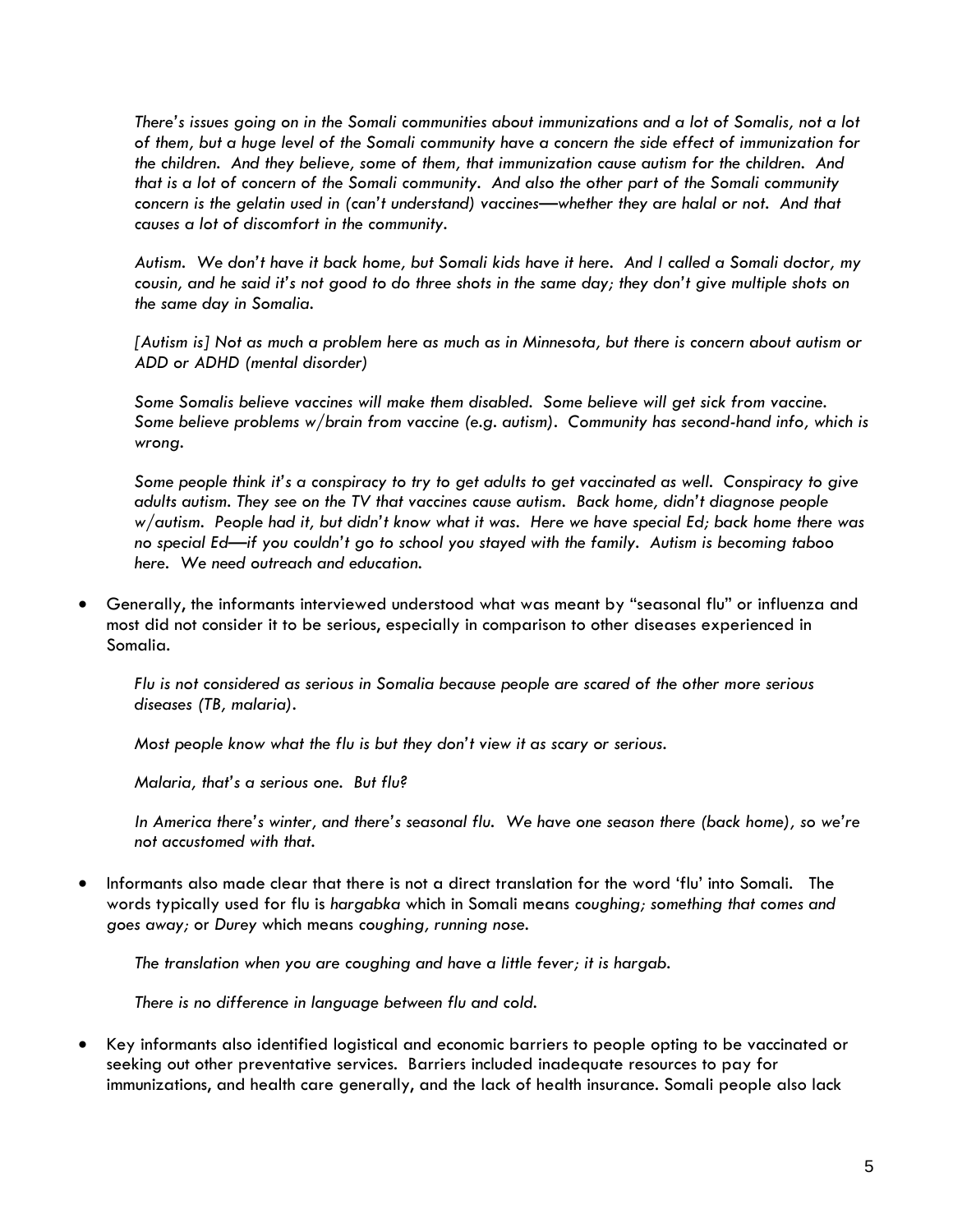*There's issues going on in the Somali communities about immunizations and a lot of Somalis, not a lot of them, but a huge level of the Somali community have a concern the side effect of immunization for the children. And they believe, some of them, that immunization cause autism for the children. And that is a lot of concern of the Somali community. And also the other part of the Somali community concern is the gelatin used in (can't understand) vaccines—whether they are halal or not. And that causes a lot of discomfort in the community.*

*Autism. We don't have it back home, but Somali kids have it here. And I called a Somali doctor, my cousin, and he said it's not good to do three shots in the same day; they don't give multiple shots on the same day in Somalia.*

*[Autism is] Not as much a problem here as much as in Minnesota, but there is concern about autism or ADD or ADHD (mental disorder)*

*Some Somalis believe vaccines will make them disabled. Some believe will get sick from vaccine. Some believe problems w/brain from vaccine (e.g. autism). Community has second-hand info, which is wrong.*

*Some people think it's a conspiracy to try to get adults to get vaccinated as well. Conspiracy to give adults autism. They see on the TV that vaccines cause autism. Back home, didn't diagnose people w/autism. People had it, but didn't know what it was. Here we have special Ed; back home there was no special Ed—if you couldn't go to school you stayed with the family. Autism is becoming taboo here. We need outreach and education.*

- Generally, the informants interviewed understood what was meant by "seasonal flu" or influenza and most did not consider it to be serious, especially in comparison to other diseases experienced in Somalia.

*Flu is not considered as serious in Somalia because people are scared of the other more serious diseases (TB, malaria).*

*Most people know what the flu is but they don't view it as scary or serious.*

*Malaria, that's a serious one. But flu?*

*In America there's winter, and there's seasonal flu. We have one season there (back home), so we're not accustomed with that.*

- Informants also made clear that there is not a direct translation for the word 'flu' into Somali. The words typically used for flu is *hargabka* which in Somali means *coughing; something that comes and goes away;* or *Durey* which means *coughing, running nose.*

*The translation when you are coughing and have a little fever; it is hargab.*

*There is no difference in language between flu and cold.*

- Key informants also identified logistical and economic barriers to people opting to be vaccinated or seeking out other preventative services. Barriers included inadequate resources to pay for immunizations, and health care generally, and the lack of health insurance. Somali people also lack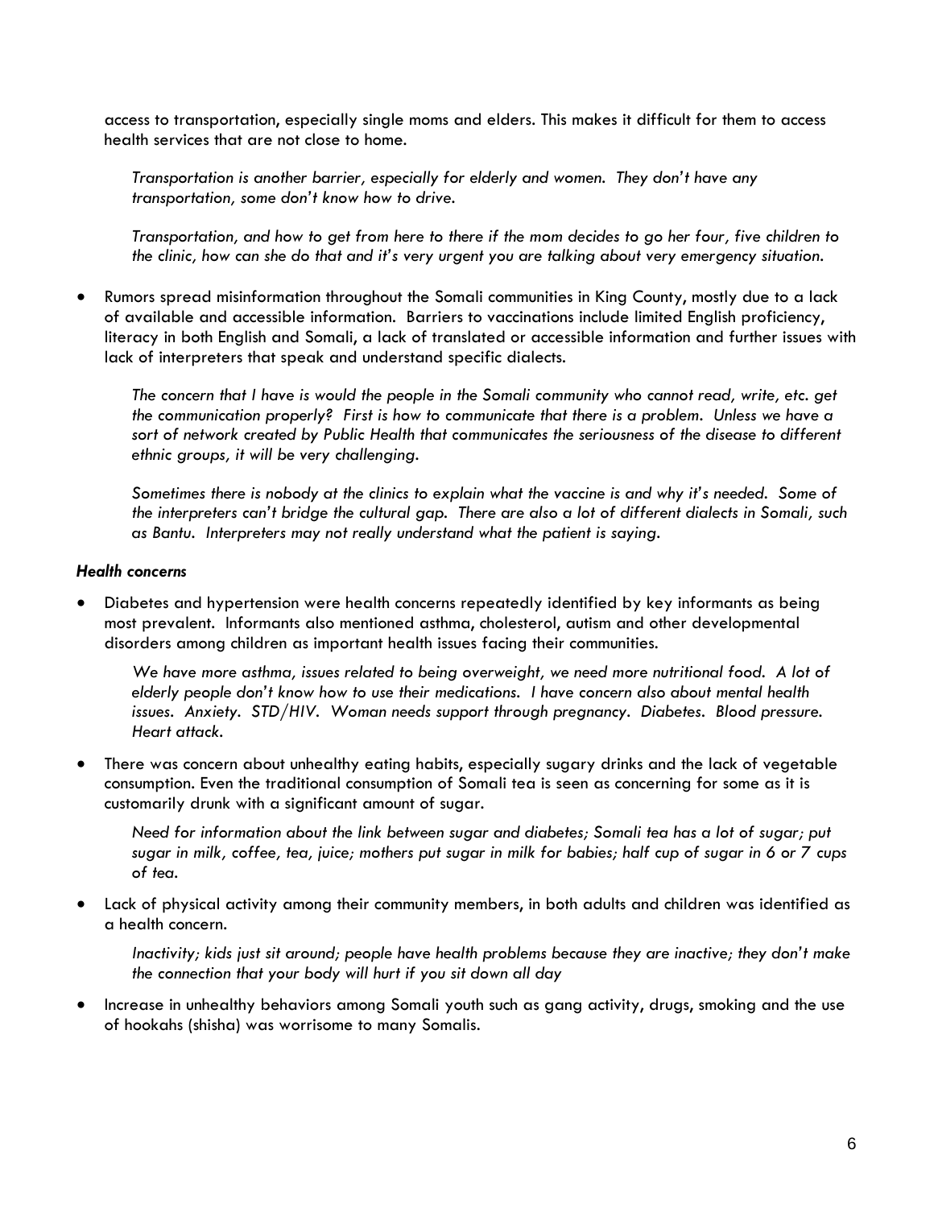access to transportation, especially single moms and elders. This makes it difficult for them to access health services that are not close to home.

> *Transportation is another barrier, especially for elderly and women. They don't have any transportation, some don't know how to drive.*
>
> *Transportation, and how to get from here to there if the mom decides to go her four, five children to the clinic, how can she do that and it's very urgent you are talking about very emergency situation.*

- Rumors spread misinformation throughout the Somali communities in King County, mostly due to a lack of available and accessible information. Barriers to vaccinations include limited English proficiency, literacy in both English and Somali, a lack of translated or accessible information and further issues with lack of interpreters that speak and understand specific dialects.

> *The concern that I have is would the people in the Somali community who cannot read, write, etc. get the communication properly? First is how to communicate that there is a problem. Unless we have a sort of network created by Public Health that communicates the seriousness of the disease to different ethnic groups, it will be very challenging.*
>
> *Sometimes there is nobody at the clinics to explain what the vaccine is and why it's needed. Some of the interpreters can't bridge the cultural gap. There are also a lot of different dialects in Somali, such as Bantu. Interpreters may not really understand what the patient is saying.*

#### *Health concerns*

- Diabetes and hypertension were health concerns repeatedly identified by key informants as being most prevalent. Informants also mentioned asthma, cholesterol, autism and other developmental disorders among children as important health issues facing their communities.

> *We have more asthma, issues related to being overweight, we need more nutritional food. A lot of elderly people don't know how to use their medications. I have concern also about mental health issues. Anxiety. STD/HIV. Woman needs support through pregnancy. Diabetes. Blood pressure. Heart attack.*

- There was concern about unhealthy eating habits, especially sugary drinks and the lack of vegetable consumption. Even the traditional consumption of Somali tea is seen as concerning for some as it is customarily drunk with a significant amount of sugar.

> *Need for information about the link between sugar and diabetes; Somali tea has a lot of sugar; put sugar in milk, coffee, tea, juice; mothers put sugar in milk for babies; half cup of sugar in 6 or 7 cups of tea.*

- Lack of physical activity among their community members, in both adults and children was identified as a health concern.

> *Inactivity; kids just sit around; people have health problems because they are inactive; they don't make the connection that your body will hurt if you sit down all day*

- Increase in unhealthy behaviors among Somali youth such as gang activity, drugs, smoking and the use of hookahs (shisha) was worrisome to many Somalis.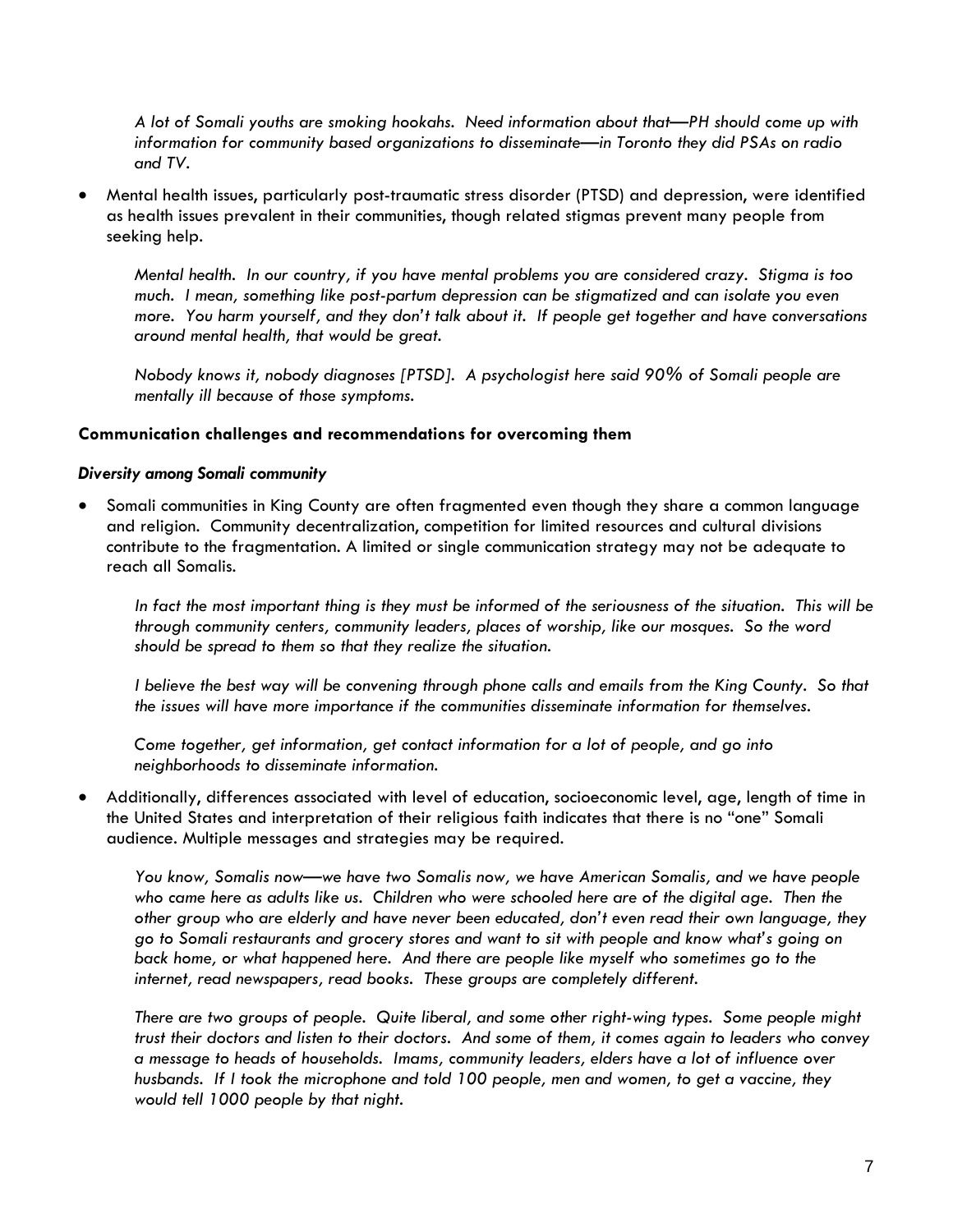*A lot of Somali youths are smoking hookahs. Need information about that—PH should come up with information for community based organizations to disseminate—in Toronto they did PSAs on radio and TV.*

- Mental health issues, particularly post-traumatic stress disorder (PTSD) and depression, were identified as health issues prevalent in their communities, though related stigmas prevent many people from seeking help.

  *Mental health. In our country, if you have mental problems you are considered crazy. Stigma is too much. I mean, something like post-partum depression can be stigmatized and can isolate you even more. You harm yourself, and they don't talk about it. If people get together and have conversations around mental health, that would be great.*

  *Nobody knows it, nobody diagnoses [PTSD]. A psychologist here said 90% of Somali people are mentally ill because of those symptoms.*

**Communication challenges and recommendations for overcoming them**

***Diversity among Somali community***

- Somali communities in King County are often fragmented even though they share a common language and religion. Community decentralization, competition for limited resources and cultural divisions contribute to the fragmentation. A limited or single communication strategy may not be adequate to reach all Somalis.

  *In fact the most important thing is they must be informed of the seriousness of the situation. This will be through community centers, community leaders, places of worship, like our mosques. So the word should be spread to them so that they realize the situation.*

  *I believe the best way will be convening through phone calls and emails from the King County. So that the issues will have more importance if the communities disseminate information for themselves.*

  *Come together, get information, get contact information for a lot of people, and go into neighborhoods to disseminate information.*

- Additionally, differences associated with level of education, socioeconomic level, age, length of time in the United States and interpretation of their religious faith indicates that there is no "one" Somali audience. Multiple messages and strategies may be required.

  *You know, Somalis now—we have two Somalis now, we have American Somalis, and we have people who came here as adults like us. Children who were schooled here are of the digital age. Then the other group who are elderly and have never been educated, don't even read their own language, they go to Somali restaurants and grocery stores and want to sit with people and know what's going on back home, or what happened here. And there are people like myself who sometimes go to the internet, read newspapers, read books. These groups are completely different.*

  *There are two groups of people. Quite liberal, and some other right-wing types. Some people might trust their doctors and listen to their doctors. And some of them, it comes again to leaders who convey a message to heads of households. Imams, community leaders, elders have a lot of influence over husbands. If I took the microphone and told 100 people, men and women, to get a vaccine, they would tell 1000 people by that night.*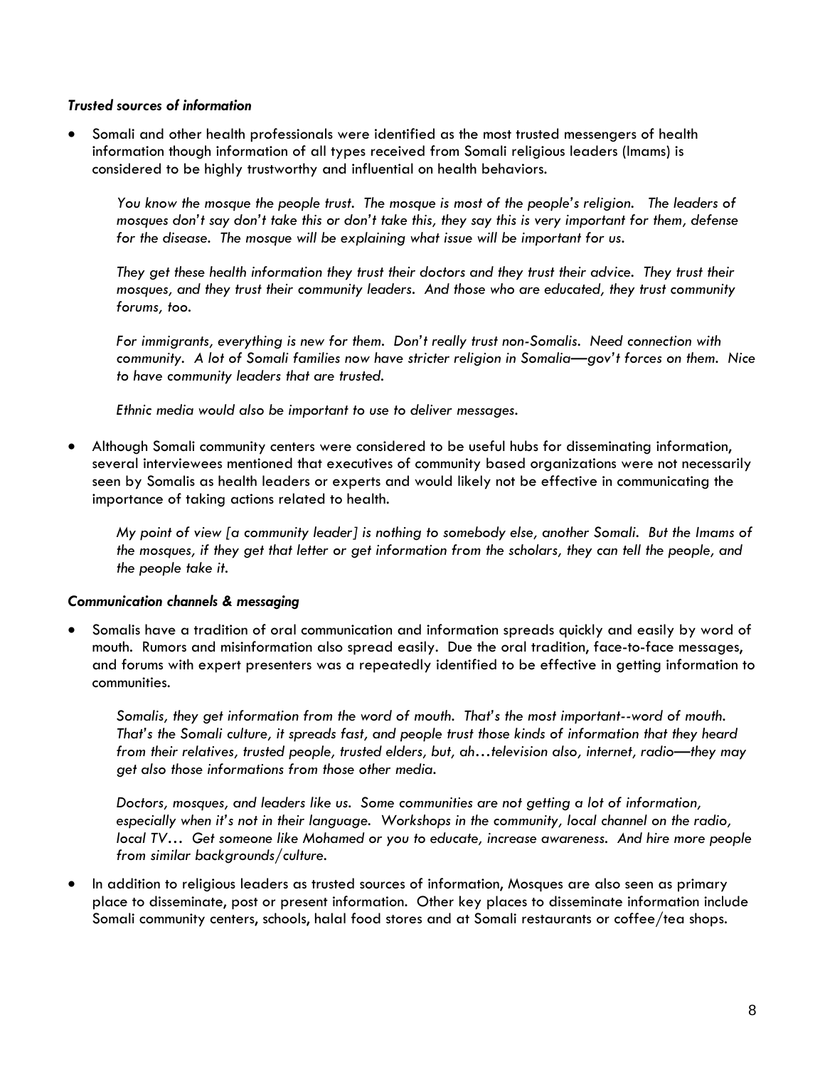### *Trusted sources of information*

- Somali and other health professionals were identified as the most trusted messengers of health information though information of all types received from Somali religious leaders (Imams) is considered to be highly trustworthy and influential on health behaviors.

  *You know the mosque the people trust. The mosque is most of the people's religion. The leaders of mosques don't say don't take this or don't take this, they say this is very important for them, defense for the disease. The mosque will be explaining what issue will be important for us.*

  *They get these health information they trust their doctors and they trust their advice. They trust their mosques, and they trust their community leaders. And those who are educated, they trust community forums, too.*

  *For immigrants, everything is new for them. Don't really trust non-Somalis. Need connection with community. A lot of Somali families now have stricter religion in Somalia—gov't forces on them. Nice to have community leaders that are trusted.*

  *Ethnic media would also be important to use to deliver messages.*

- Although Somali community centers were considered to be useful hubs for disseminating information, several interviewees mentioned that executives of community based organizations were not necessarily seen by Somalis as health leaders or experts and would likely not be effective in communicating the importance of taking actions related to health.

  *My point of view [a community leader] is nothing to somebody else, another Somali. But the Imams of the mosques, if they get that letter or get information from the scholars, they can tell the people, and the people take it.*

### *Communication channels & messaging*

- Somalis have a tradition of oral communication and information spreads quickly and easily by word of mouth. Rumors and misinformation also spread easily. Due the oral tradition, face-to-face messages, and forums with expert presenters was a repeatedly identified to be effective in getting information to communities.

  *Somalis, they get information from the word of mouth. That's the most important--word of mouth. That's the Somali culture, it spreads fast, and people trust those kinds of information that they heard from their relatives, trusted people, trusted elders, but, ah…television also, internet, radio—they may get also those informations from those other media.*

  *Doctors, mosques, and leaders like us. Some communities are not getting a lot of information, especially when it's not in their language. Workshops in the community, local channel on the radio, local TV… Get someone like Mohamed or you to educate, increase awareness. And hire more people from similar backgrounds/culture.*

- In addition to religious leaders as trusted sources of information, Mosques are also seen as primary place to disseminate, post or present information. Other key places to disseminate information include Somali community centers, schools, halal food stores and at Somali restaurants or coffee/tea shops.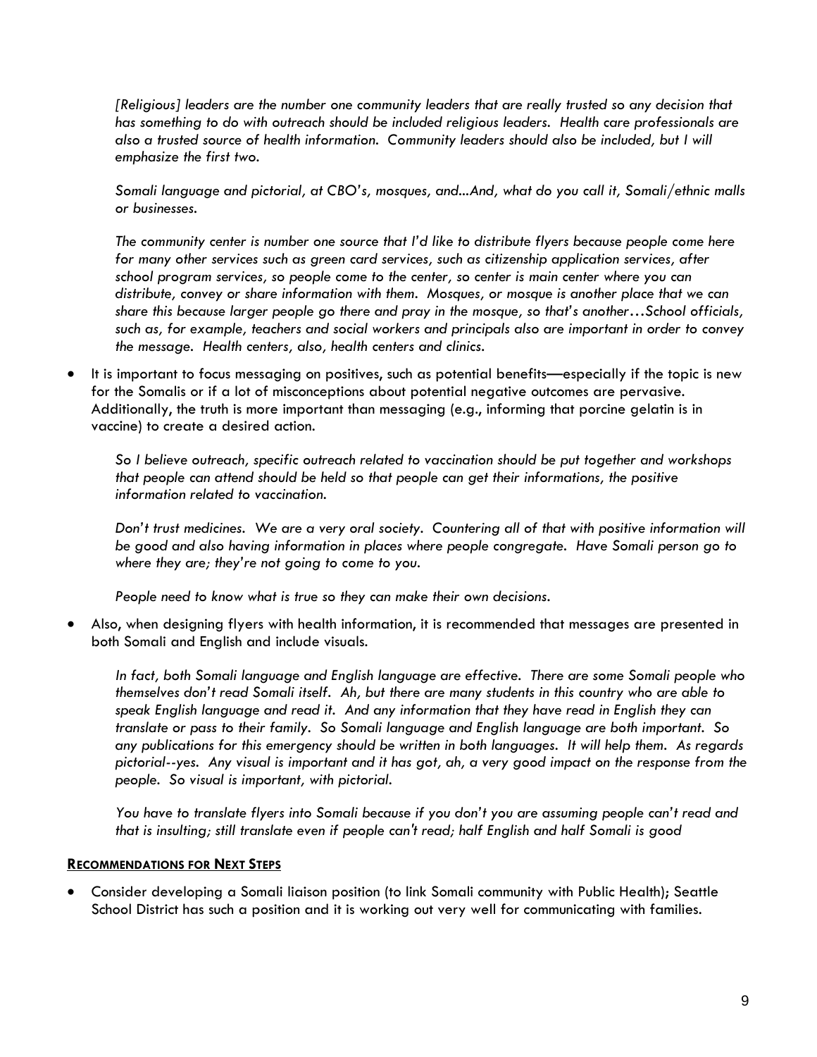*[Religious] leaders are the number one community leaders that are really trusted so any decision that has something to do with outreach should be included religious leaders. Health care professionals are also a trusted source of health information. Community leaders should also be included, but I will emphasize the first two.*

*Somali language and pictorial, at CBO's, mosques, and...And, what do you call it, Somali/ethnic malls or businesses.*

*The community center is number one source that I'd like to distribute flyers because people come here for many other services such as green card services, such as citizenship application services, after school program services, so people come to the center, so center is main center where you can distribute, convey or share information with them. Mosques, or mosque is another place that we can share this because larger people go there and pray in the mosque, so that's another…School officials, such as, for example, teachers and social workers and principals also are important in order to convey the message. Health centers, also, health centers and clinics.*

- It is important to focus messaging on positives, such as potential benefits—especially if the topic is new for the Somalis or if a lot of misconceptions about potential negative outcomes are pervasive. Additionally, the truth is more important than messaging (e.g., informing that porcine gelatin is in vaccine) to create a desired action.

  *So I believe outreach, specific outreach related to vaccination should be put together and workshops that people can attend should be held so that people can get their informations, the positive information related to vaccination.*

  *Don't trust medicines. We are a very oral society. Countering all of that with positive information will be good and also having information in places where people congregate. Have Somali person go to where they are; they're not going to come to you.*

  *People need to know what is true so they can make their own decisions.*

- Also, when designing flyers with health information, it is recommended that messages are presented in both Somali and English and include visuals.

  *In fact, both Somali language and English language are effective. There are some Somali people who themselves don't read Somali itself. Ah, but there are many students in this country who are able to speak English language and read it. And any information that they have read in English they can translate or pass to their family. So Somali language and English language are both important. So any publications for this emergency should be written in both languages. It will help them. As regards pictorial--yes. Any visual is important and it has got, ah, a very good impact on the response from the people. So visual is important, with pictorial.*

  *You have to translate flyers into Somali because if you don't you are assuming people can't read and that is insulting; still translate even if people can't read; half English and half Somali is good*

## Recommendations for Next Steps

- Consider developing a Somali liaison position (to link Somali community with Public Health); Seattle School District has such a position and it is working out very well for communicating with families.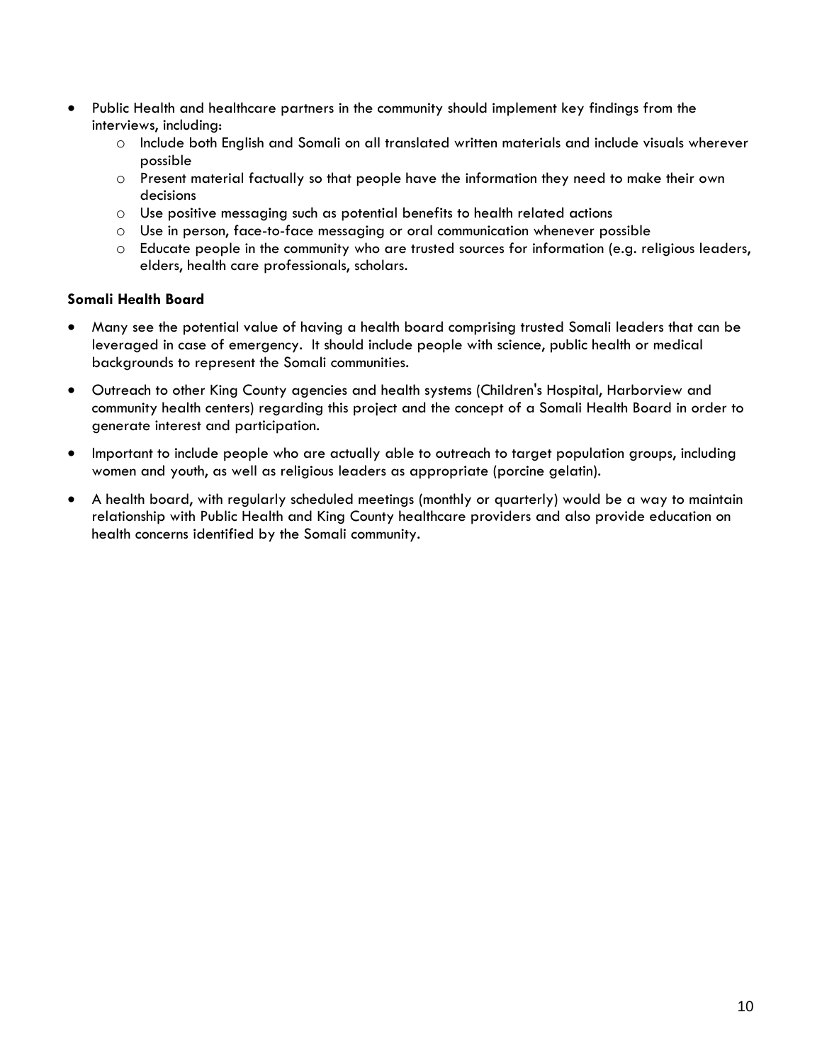- Public Health and healthcare partners in the community should implement key findings from the interviews, including:
  - Include both English and Somali on all translated written materials and include visuals wherever possible
  - Present material factually so that people have the information they need to make their own decisions
  - Use positive messaging such as potential benefits to health related actions
  - Use in person, face-to-face messaging or oral communication whenever possible
  - Educate people in the community who are trusted sources for information (e.g. religious leaders, elders, health care professionals, scholars.

**Somali Health Board**

- Many see the potential value of having a health board comprising trusted Somali leaders that can be leveraged in case of emergency. It should include people with science, public health or medical backgrounds to represent the Somali communities.
- Outreach to other King County agencies and health systems (Children's Hospital, Harborview and community health centers) regarding this project and the concept of a Somali Health Board in order to generate interest and participation.
- Important to include people who are actually able to outreach to target population groups, including women and youth, as well as religious leaders as appropriate (porcine gelatin).
- A health board, with regularly scheduled meetings (monthly or quarterly) would be a way to maintain relationship with Public Health and King County healthcare providers and also provide education on health concerns identified by the Somali community.